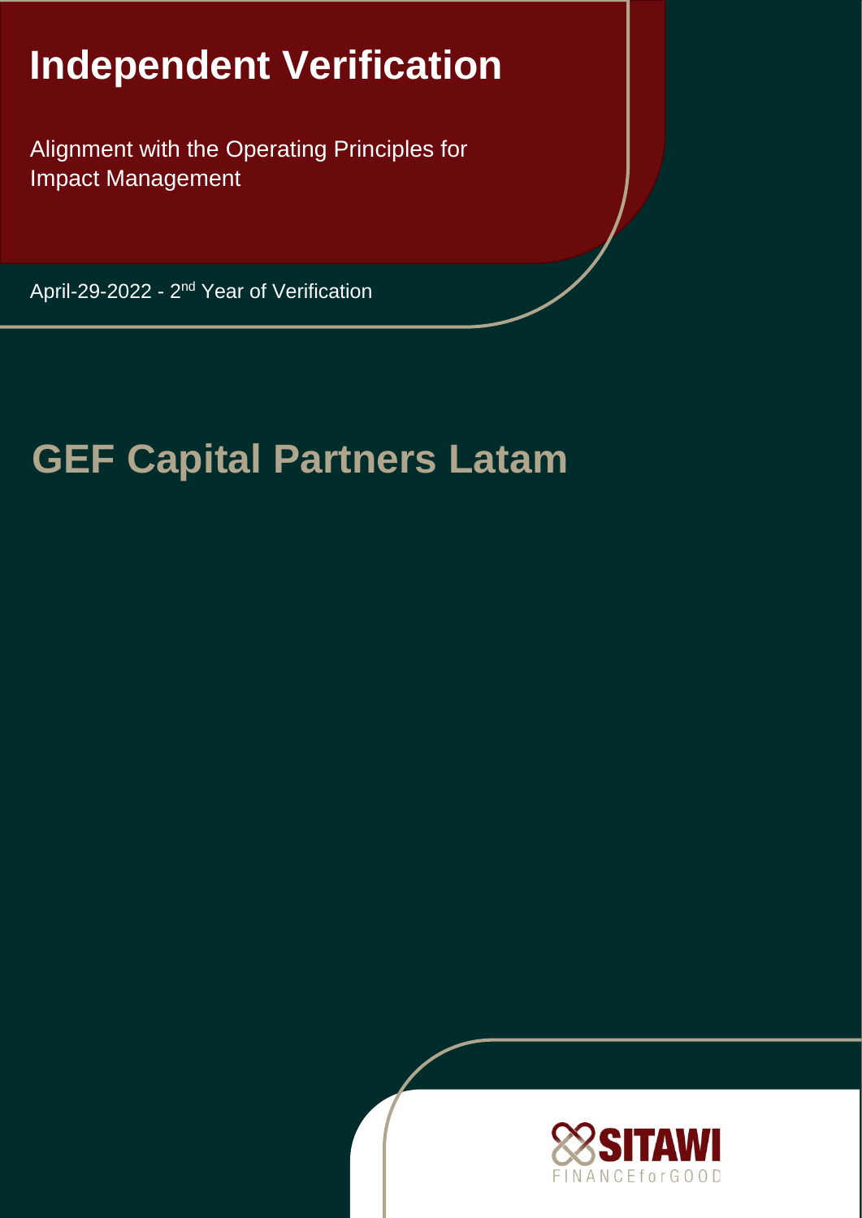# Independent Verification

Alignment with the Operating Principles for Impact Management

April-29-2022 - 2nd Year of Verification

# GEF Capital Partners Latam

SITAWI FINANCE for GOOD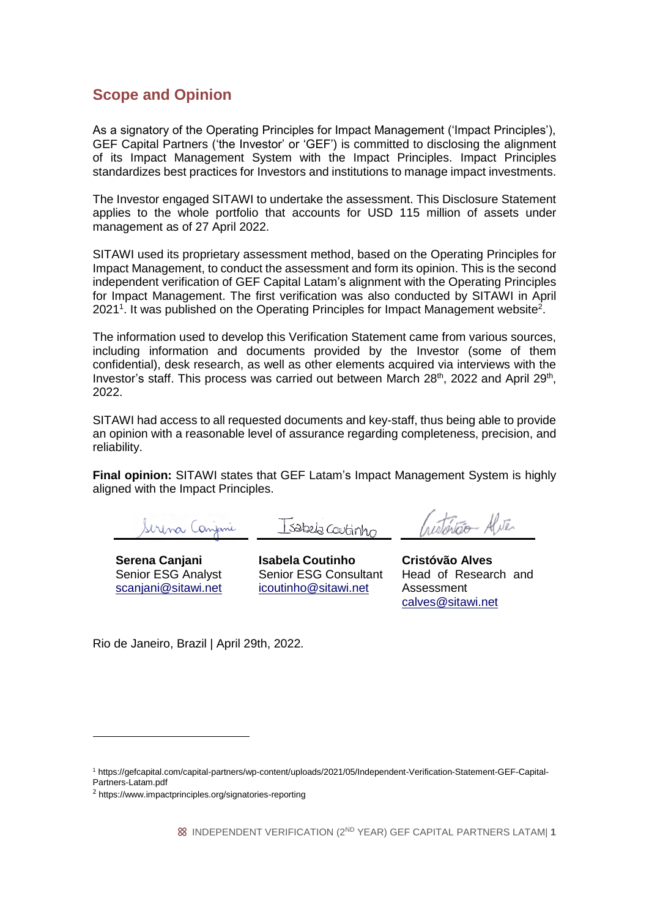## Scope and Opinion

As a signatory of the Operating Principles for Impact Management ('Impact Principles'), GEF Capital Partners ('the Investor' or 'GEF') is committed to disclosing the alignment of its Impact Management System with the Impact Principles. Impact Principles standardizes best practices for Investors and institutions to manage impact investments.

The Investor engaged SITAWI to undertake the assessment. This Disclosure Statement applies to the whole portfolio that accounts for USD 115 million of assets under management as of 27 April 2022.

SITAWI used its proprietary assessment method, based on the Operating Principles for Impact Management, to conduct the assessment and form its opinion. This is the second independent verification of GEF Capital Latam's alignment with the Operating Principles for Impact Management. The first verification was also conducted by SITAWI in April 2021[1]. It was published on the Operating Principles for Impact Management website[2].

The information used to develop this Verification Statement came from various sources, including information and documents provided by the Investor (some of them confidential), desk research, as well as other elements acquired via interviews with the Investor's staff. This process was carried out between March 28th, 2022 and April 29th, 2022.

SITAWI had access to all requested documents and key-staff, thus being able to provide an opinion with a reasonable level of assurance regarding completeness, precision, and reliability.

**Final opinion:** SITAWI states that GEF Latam's Impact Management System is highly aligned with the Impact Principles.

| **Serena Canjani** | **Isabela Coutinho** | **Cristóvão Alves** |
|---|---|---|
| Senior ESG Analyst | Senior ESG Consultant | Head of Research and Assessment |
| scanjani@sitawi.net | icoutinho@sitawi.net | calves@sitawi.net |

Rio de Janeiro, Brazil | April 29th, 2022.

---

[1] https://gefcapital.com/capital-partners/wp-content/uploads/2021/05/Independent-Verification-Statement-GEF-Capital-Partners-Latam.pdf

[2] https://www.impactprinciples.org/signatories-reporting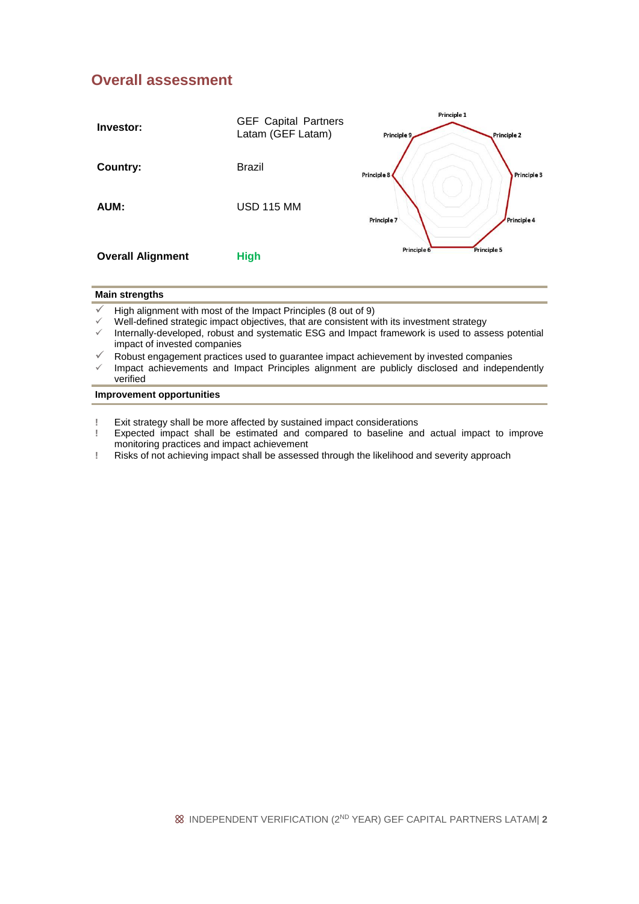## Overall assessment

| | |
|---|---|
| **Investor:** | GEF Capital Partners Latam (GEF Latam) |
| **Country:** | Brazil |
| **AUM:** | USD 115 MM |
| **Overall Alignment** | **High** |

Principle 1, Principle 2, Principle 3, Principle 4, Principle 5, Principle 6, Principle 7, Principle 8, Principle 9

**Main strengths**

- ✓ High alignment with most of the Impact Principles (8 out of 9)
- ✓ Well-defined strategic impact objectives, that are consistent with its investment strategy
- ✓ Internally-developed, robust and systematic ESG and Impact framework is used to assess potential impact of invested companies
- ✓ Robust engagement practices used to guarantee impact achievement by invested companies
- ✓ Impact achievements and Impact Principles alignment are publicly disclosed and independently verified

**Improvement opportunities**

- ! Exit strategy shall be more affected by sustained impact considerations
- ! Expected impact shall be estimated and compared to baseline and actual impact to improve monitoring practices and impact achievement
- ! Risks of not achieving impact shall be assessed through the likelihood and severity approach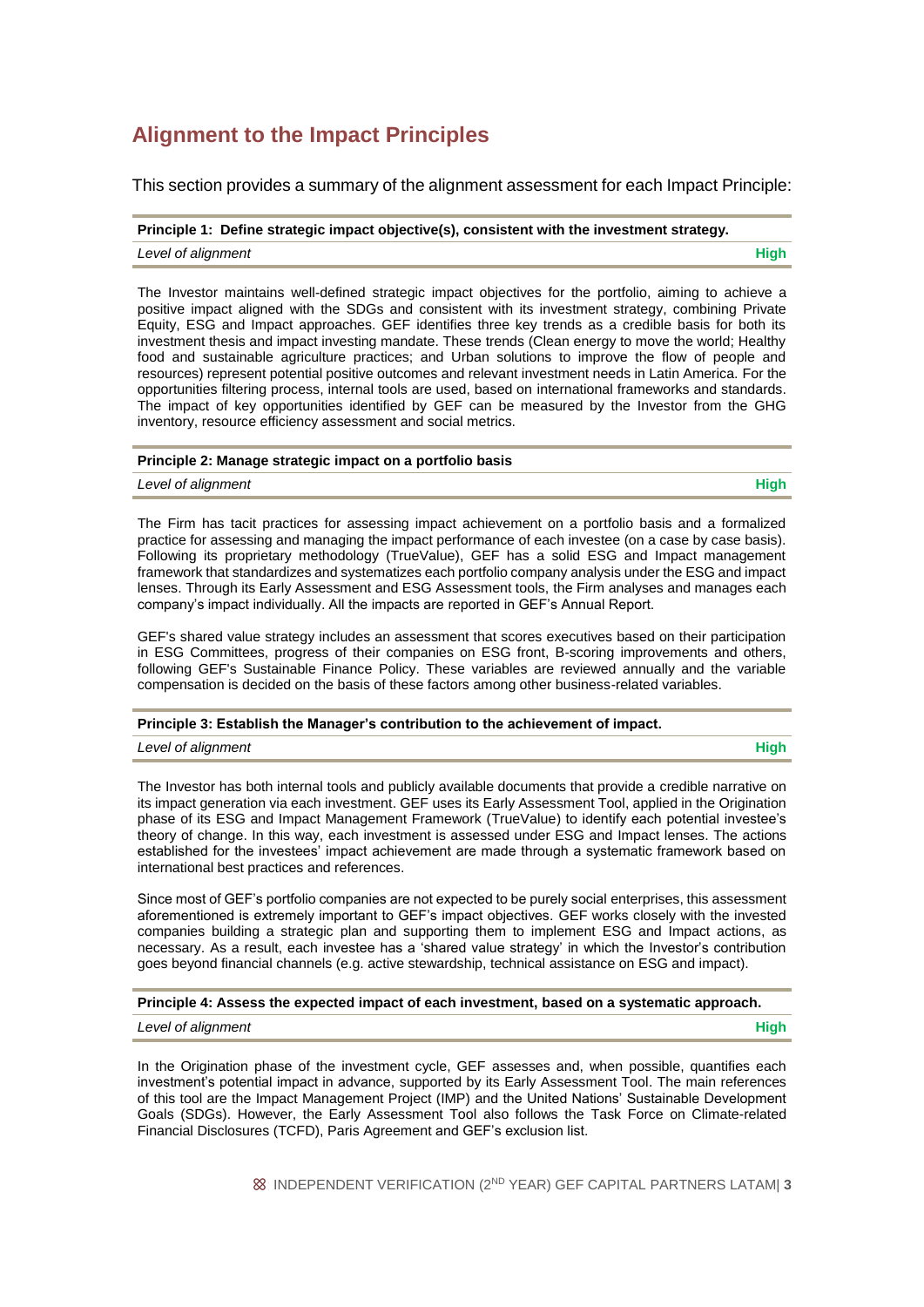## Alignment to the Impact Principles

This section provides a summary of the alignment assessment for each Impact Principle:

| **Principle 1: Define strategic impact objective(s), consistent with the investment strategy.** | |
|---|---|
| *Level of alignment* | **High** |

The Investor maintains well-defined strategic impact objectives for the portfolio, aiming to achieve a positive impact aligned with the SDGs and consistent with its investment strategy, combining Private Equity, ESG and Impact approaches. GEF identifies three key trends as a credible basis for both its investment thesis and impact investing mandate. These trends (Clean energy to move the world; Healthy food and sustainable agriculture practices; and Urban solutions to improve the flow of people and resources) represent potential positive outcomes and relevant investment needs in Latin America. For the opportunities filtering process, internal tools are used, based on international frameworks and standards. The impact of key opportunities identified by GEF can be measured by the Investor from the GHG inventory, resource efficiency assessment and social metrics.

| **Principle 2: Manage strategic impact on a portfolio basis** | |
|---|---|
| *Level of alignment* | **High** |

The Firm has tacit practices for assessing impact achievement on a portfolio basis and a formalized practice for assessing and managing the impact performance of each investee (on a case by case basis). Following its proprietary methodology (TrueValue), GEF has a solid ESG and Impact management framework that standardizes and systematizes each portfolio company analysis under the ESG and impact lenses. Through its Early Assessment and ESG Assessment tools, the Firm analyses and manages each company's impact individually. All the impacts are reported in GEF's Annual Report.

GEF's shared value strategy includes an assessment that scores executives based on their participation in ESG Committees, progress of their companies on ESG front, B-scoring improvements and others, following GEF's Sustainable Finance Policy. These variables are reviewed annually and the variable compensation is decided on the basis of these factors among other business-related variables.

| **Principle 3: Establish the Manager's contribution to the achievement of impact.** | |
|---|---|
| *Level of alignment* | **High** |

The Investor has both internal tools and publicly available documents that provide a credible narrative on its impact generation via each investment. GEF uses its Early Assessment Tool, applied in the Origination phase of its ESG and Impact Management Framework (TrueValue) to identify each potential investee's theory of change. In this way, each investment is assessed under ESG and Impact lenses. The actions established for the investees' impact achievement are made through a systematic framework based on international best practices and references.

Since most of GEF's portfolio companies are not expected to be purely social enterprises, this assessment aforementioned is extremely important to GEF's impact objectives. GEF works closely with the invested companies building a strategic plan and supporting them to implement ESG and Impact actions, as necessary. As a result, each investee has a 'shared value strategy' in which the Investor's contribution goes beyond financial channels (e.g. active stewardship, technical assistance on ESG and impact).

| **Principle 4: Assess the expected impact of each investment, based on a systematic approach.** | |
|---|---|
| *Level of alignment* | **High** |

In the Origination phase of the investment cycle, GEF assesses and, when possible, quantifies each investment's potential impact in advance, supported by its Early Assessment Tool. The main references of this tool are the Impact Management Project (IMP) and the United Nations' Sustainable Development Goals (SDGs). However, the Early Assessment Tool also follows the Task Force on Climate-related Financial Disclosures (TCFD), Paris Agreement and GEF's exclusion list.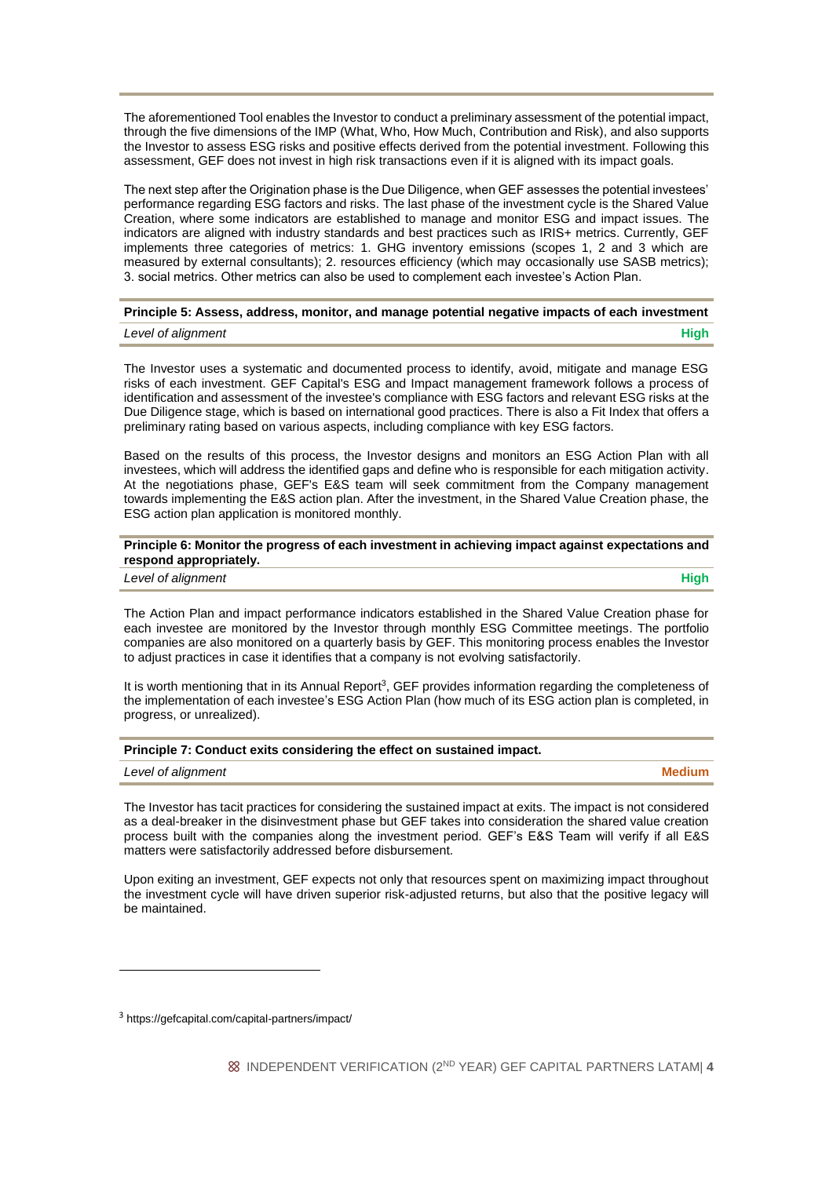The aforementioned Tool enables the Investor to conduct a preliminary assessment of the potential impact, through the five dimensions of the IMP (What, Who, How Much, Contribution and Risk), and also supports the Investor to assess ESG risks and positive effects derived from the potential investment. Following this assessment, GEF does not invest in high risk transactions even if it is aligned with its impact goals.

The next step after the Origination phase is the Due Diligence, when GEF assesses the potential investees' performance regarding ESG factors and risks. The last phase of the investment cycle is the Shared Value Creation, where some indicators are established to manage and monitor ESG and impact issues. The indicators are aligned with industry standards and best practices such as IRIS+ metrics. Currently, GEF implements three categories of metrics: 1. GHG inventory emissions (scopes 1, 2 and 3 which are measured by external consultants); 2. resources efficiency (which may occasionally use SASB metrics); 3. social metrics. Other metrics can also be used to complement each investee's Action Plan.

**Principle 5: Assess, address, monitor, and manage potential negative impacts of each investment**

*Level of alignment* **High**

The Investor uses a systematic and documented process to identify, avoid, mitigate and manage ESG risks of each investment. GEF Capital's ESG and Impact management framework follows a process of identification and assessment of the investee's compliance with ESG factors and relevant ESG risks at the Due Diligence stage, which is based on international good practices. There is also a Fit Index that offers a preliminary rating based on various aspects, including compliance with key ESG factors.

Based on the results of this process, the Investor designs and monitors an ESG Action Plan with all investees, which will address the identified gaps and define who is responsible for each mitigation activity. At the negotiations phase, GEF's E&S team will seek commitment from the Company management towards implementing the E&S action plan. After the investment, in the Shared Value Creation phase, the ESG action plan application is monitored monthly.

**Principle 6: Monitor the progress of each investment in achieving impact against expectations and respond appropriately.**

*Level of alignment* **High**

The Action Plan and impact performance indicators established in the Shared Value Creation phase for each investee are monitored by the Investor through monthly ESG Committee meetings. The portfolio companies are also monitored on a quarterly basis by GEF. This monitoring process enables the Investor to adjust practices in case it identifies that a company is not evolving satisfactorily.

It is worth mentioning that in its Annual Report[3], GEF provides information regarding the completeness of the implementation of each investee's ESG Action Plan (how much of its ESG action plan is completed, in progress, or unrealized).

**Principle 7: Conduct exits considering the effect on sustained impact.**

*Level of alignment* **Medium**

The Investor has tacit practices for considering the sustained impact at exits. The impact is not considered as a deal-breaker in the disinvestment phase but GEF takes into consideration the shared value creation process built with the companies along the investment period. GEF's E&S Team will verify if all E&S matters were satisfactorily addressed before disbursement.

Upon exiting an investment, GEF expects not only that resources spent on maximizing impact throughout the investment cycle will have driven superior risk-adjusted returns, but also that the positive legacy will be maintained.

[3] https://gefcapital.com/capital-partners/impact/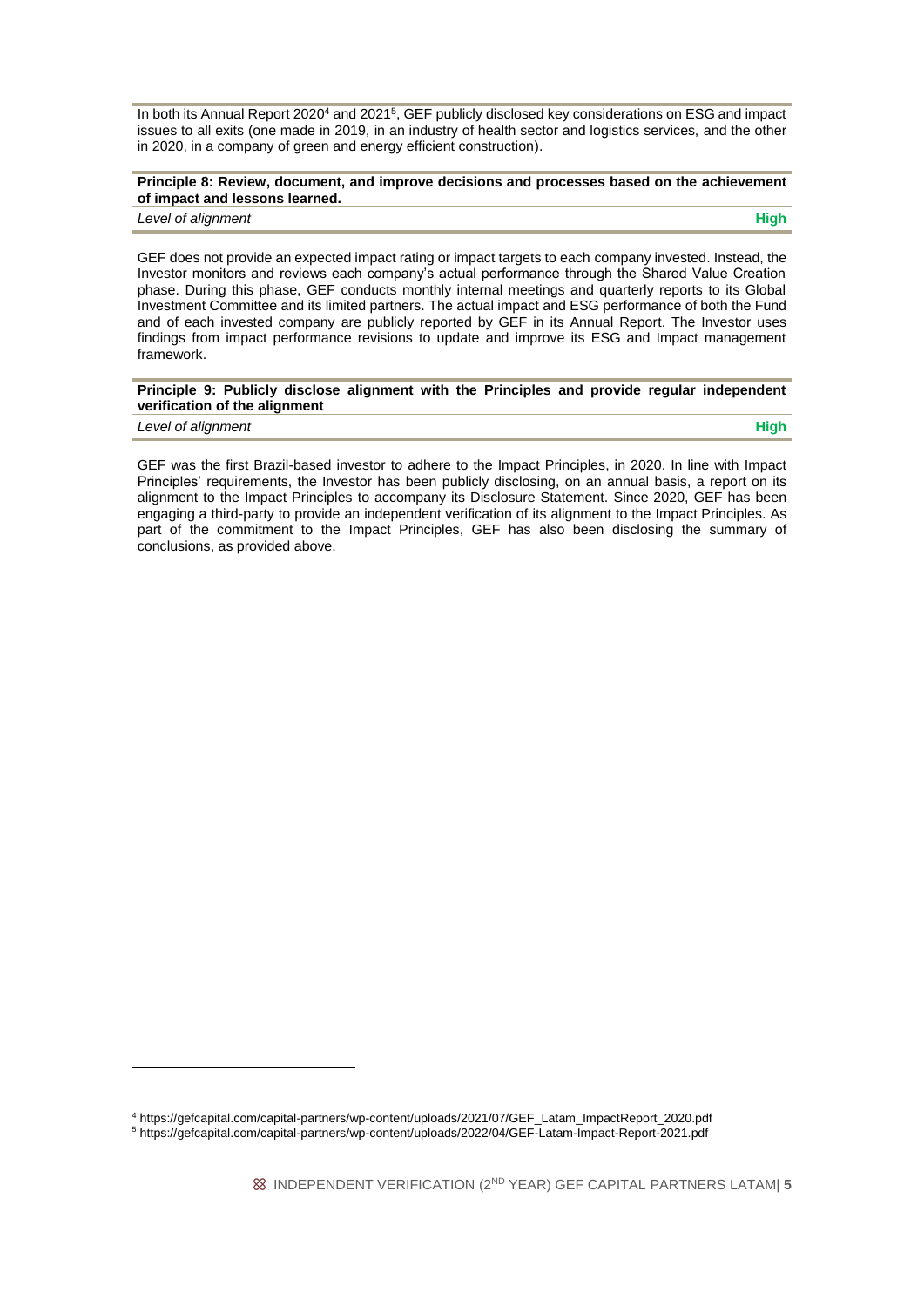In both its Annual Report 2020[4] and 2021[5], GEF publicly disclosed key considerations on ESG and impact issues to all exits (one made in 2019, in an industry of health sector and logistics services, and the other in 2020, in a company of green and energy efficient construction).

| **Principle 8: Review, document, and improve decisions and processes based on the achievement of impact and lessons learned.** | |
|---|---|
| *Level of alignment* | **High** |

GEF does not provide an expected impact rating or impact targets to each company invested. Instead, the Investor monitors and reviews each company's actual performance through the Shared Value Creation phase. During this phase, GEF conducts monthly internal meetings and quarterly reports to its Global Investment Committee and its limited partners. The actual impact and ESG performance of both the Fund and of each invested company are publicly reported by GEF in its Annual Report. The Investor uses findings from impact performance revisions to update and improve its ESG and Impact management framework.

| **Principle 9: Publicly disclose alignment with the Principles and provide regular independent verification of the alignment** | |
|---|---|
| *Level of alignment* | **High** |

GEF was the first Brazil-based investor to adhere to the Impact Principles, in 2020. In line with Impact Principles' requirements, the Investor has been publicly disclosing, on an annual basis, a report on its alignment to the Impact Principles to accompany its Disclosure Statement. Since 2020, GEF has been engaging a third-party to provide an independent verification of its alignment to the Impact Principles. As part of the commitment to the Impact Principles, GEF has also been disclosing the summary of conclusions, as provided above.

[4] https://gefcapital.com/capital-partners/wp-content/uploads/2021/07/GEF_Latam_ImpactReport_2020.pdf

[5] https://gefcapital.com/capital-partners/wp-content/uploads/2022/04/GEF-Latam-Impact-Report-2021.pdf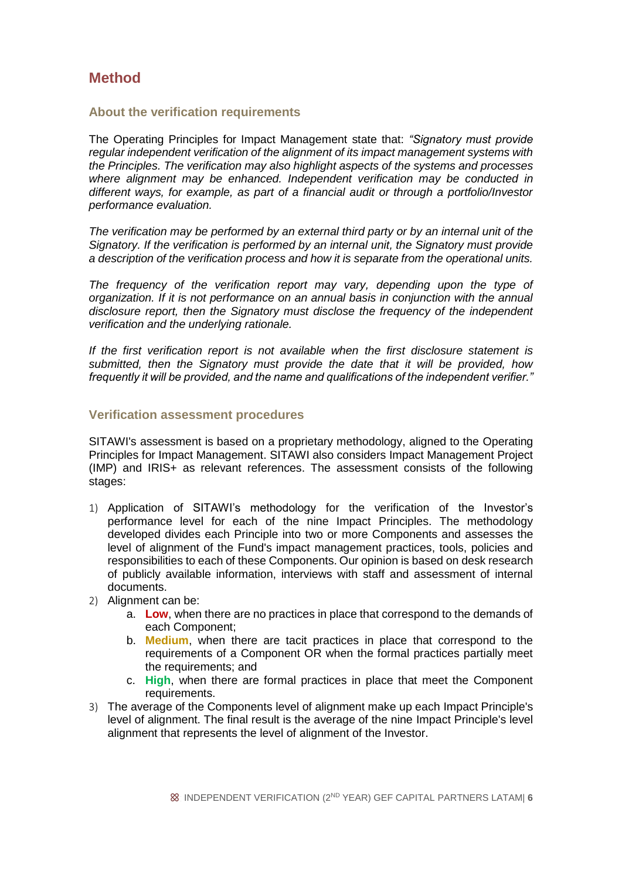# Method

## About the verification requirements

The Operating Principles for Impact Management state that: *"Signatory must provide regular independent verification of the alignment of its impact management systems with the Principles. The verification may also highlight aspects of the systems and processes where alignment may be enhanced. Independent verification may be conducted in different ways, for example, as part of a financial audit or through a portfolio/Investor performance evaluation.*

*The verification may be performed by an external third party or by an internal unit of the Signatory. If the verification is performed by an internal unit, the Signatory must provide a description of the verification process and how it is separate from the operational units.*

*The frequency of the verification report may vary, depending upon the type of organization. If it is not performance on an annual basis in conjunction with the annual disclosure report, then the Signatory must disclose the frequency of the independent verification and the underlying rationale.*

*If the first verification report is not available when the first disclosure statement is submitted, then the Signatory must provide the date that it will be provided, how frequently it will be provided, and the name and qualifications of the independent verifier."*

## Verification assessment procedures

SITAWI's assessment is based on a proprietary methodology, aligned to the Operating Principles for Impact Management. SITAWI also considers Impact Management Project (IMP) and IRIS+ as relevant references. The assessment consists of the following stages:

1) Application of SITAWI's methodology for the verification of the Investor's performance level for each of the nine Impact Principles. The methodology developed divides each Principle into two or more Components and assesses the level of alignment of the Fund's impact management practices, tools, policies and responsibilities to each of these Components. Our opinion is based on desk research of publicly available information, interviews with staff and assessment of internal documents.
2) Alignment can be:
   a. **Low**, when there are no practices in place that correspond to the demands of each Component;
   b. **Medium**, when there are tacit practices in place that correspond to the requirements of a Component OR when the formal practices partially meet the requirements; and
   c. **High**, when there are formal practices in place that meet the Component requirements.
3) The average of the Components level of alignment make up each Impact Principle's level of alignment. The final result is the average of the nine Impact Principle's level alignment that represents the level of alignment of the Investor.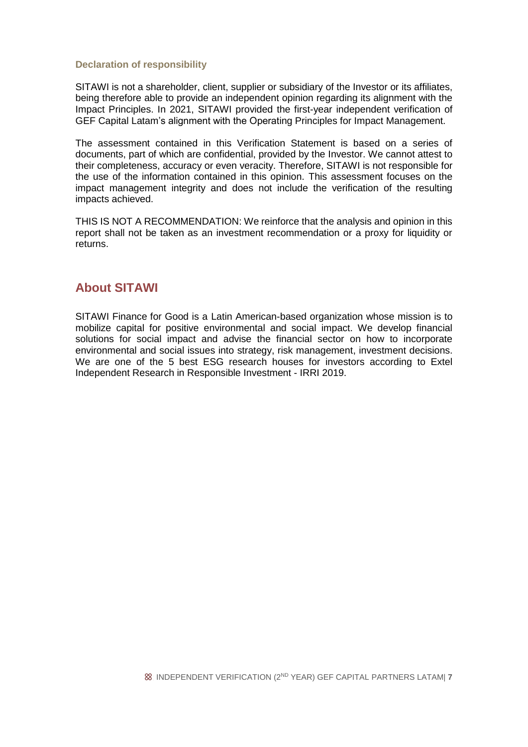### Declaration of responsibility

SITAWI is not a shareholder, client, supplier or subsidiary of the Investor or its affiliates, being therefore able to provide an independent opinion regarding its alignment with the Impact Principles. In 2021, SITAWI provided the first-year independent verification of GEF Capital Latam's alignment with the Operating Principles for Impact Management.

The assessment contained in this Verification Statement is based on a series of documents, part of which are confidential, provided by the Investor. We cannot attest to their completeness, accuracy or even veracity. Therefore, SITAWI is not responsible for the use of the information contained in this opinion. This assessment focuses on the impact management integrity and does not include the verification of the resulting impacts achieved.

THIS IS NOT A RECOMMENDATION: We reinforce that the analysis and opinion in this report shall not be taken as an investment recommendation or a proxy for liquidity or returns.

## About SITAWI

SITAWI Finance for Good is a Latin American-based organization whose mission is to mobilize capital for positive environmental and social impact. We develop financial solutions for social impact and advise the financial sector on how to incorporate environmental and social issues into strategy, risk management, investment decisions. We are one of the 5 best ESG research houses for investors according to Extel Independent Research in Responsible Investment - IRRI 2019.